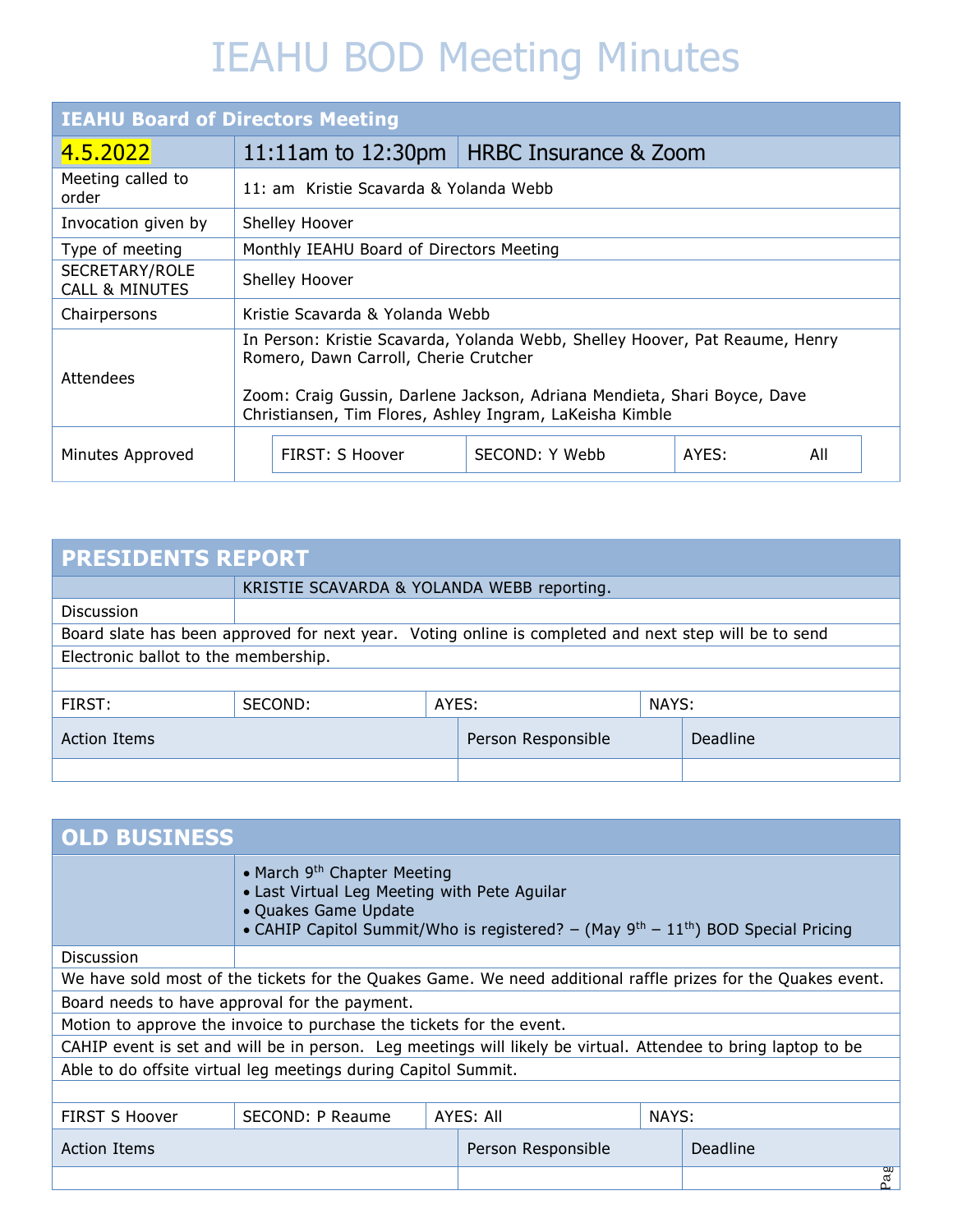# IEAHU BOD Meeting Minutes

| IEAHU Board of Directors Meeting | | |
|---|---|---|
| 4.5.2022 | 11:11am to 12:30pm | HRBC Insurance & Zoom |
| Meeting called to order | 11: am Kristie Scavarda & Yolanda Webb | |
| Invocation given by | Shelley Hoover | |
| Type of meeting | Monthly IEAHU Board of Directors Meeting | |
| SECRETARY/ROLE CALL & MINUTES | Shelley Hoover | |
| Chairpersons | Kristie Scavarda & Yolanda Webb | |
| Attendees | In Person: Kristie Scavarda, Yolanda Webb, Shelley Hoover, Pat Reaume, Henry Romero, Dawn Carroll, Cherie Crutcher<br><br>Zoom: Craig Gussin, Darlene Jackson, Adriana Mendieta, Shari Boyce, Dave Christiansen, Tim Flores, Ashley Ingram, LaKeisha Kimble | |
| Minutes Approved | FIRST: S Hoover | SECOND: Y Webb — AYES: All |

## PRESIDENTS REPORT

KRISTIE SCAVARDA & YOLANDA WEBB reporting.

**Discussion**

Board slate has been approved for next year. Voting online is completed and next step will be to send Electronic ballot to the membership.

| FIRST: | SECOND: | AYES: | NAYS: |
|---|---|---|---|

| Action Items | Person Responsible | Deadline |
|---|---|---|
| | | |

## OLD BUSINESS

- March 9th Chapter Meeting
- Last Virtual Leg Meeting with Pete Aguilar
- Quakes Game Update
- CAHIP Capitol Summit/Who is registered? – (May 9th – 11th) BOD Special Pricing

**Discussion**

We have sold most of the tickets for the Quakes Game. We need additional raffle prizes for the Quakes event.

Board needs to have approval for the payment.

Motion to approve the invoice to purchase the tickets for the event.

CAHIP event is set and will be in person. Leg meetings will likely be virtual. Attendee to bring laptop to be Able to do offsite virtual leg meetings during Capitol Summit.

| FIRST S Hoover | SECOND: P Reaume | AYES: All | NAYS: |
|---|---|---|---|

| Action Items | Person Responsible | Deadline |
|---|---|---|
| | | |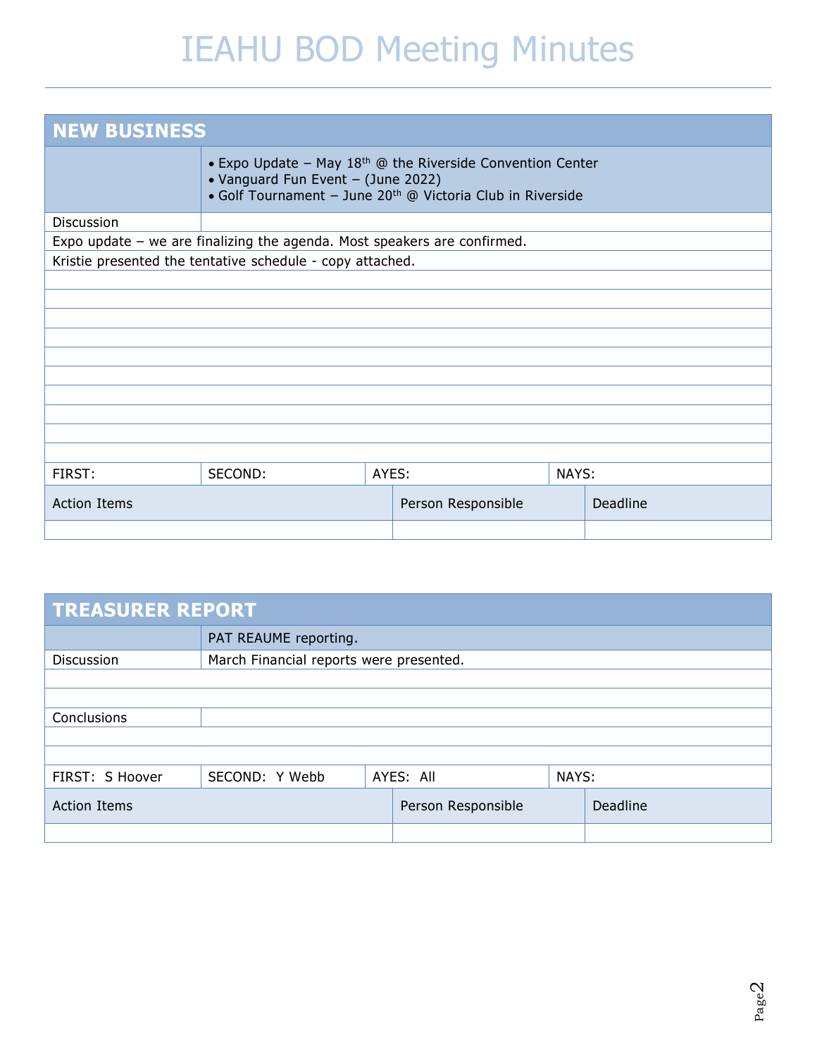# IEAHU BOD Meeting Minutes

## NEW BUSINESS

- Expo Update – May 18th @ the Riverside Convention Center
- Vanguard Fun Event – (June 2022)
- Golf Tournament – June 20th @ Victoria Club in Riverside

Discussion

Expo update – we are finalizing the agenda. Most speakers are confirmed.

Kristie presented the tentative schedule - copy attached.

| FIRST: | SECOND: | AYES: | NAYS: |
|---|---|---|---|

| Action Items | Person Responsible | Deadline |
|---|---|---|
| | | |

## TREASURER REPORT

PAT REAUME reporting.

Discussion: March Financial reports were presented.

Conclusions

| FIRST: S Hoover | SECOND: Y Webb | AYES: All | NAYS: |
|---|---|---|---|

| Action Items | Person Responsible | Deadline |
|---|---|---|
| | | |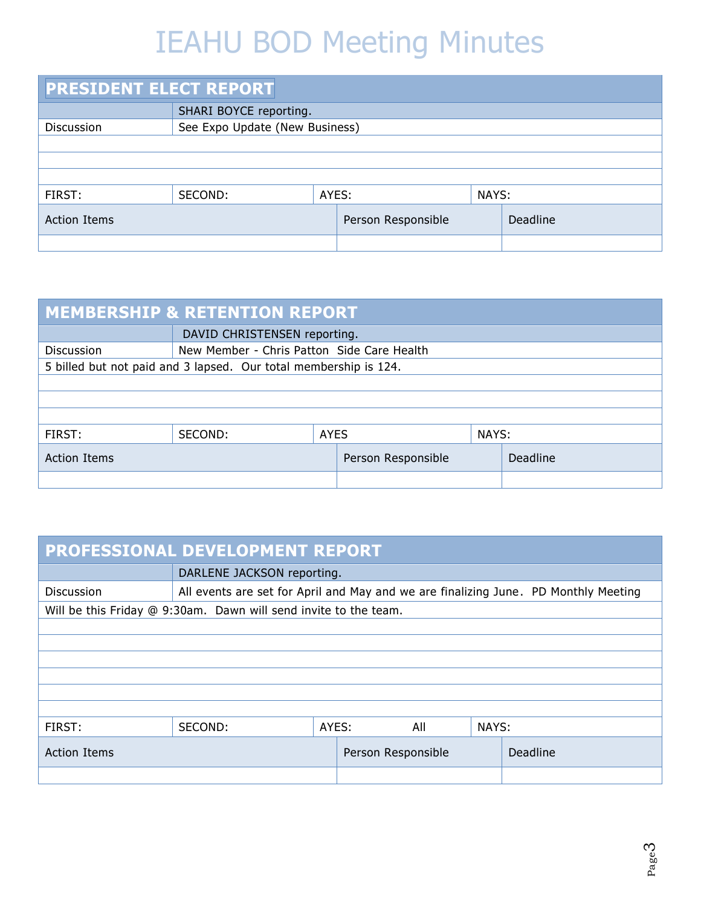# IEAHU BOD Meeting Minutes

## PRESIDENT ELECT REPORT

| | SHARI BOYCE reporting. | | |
|---|---|---|---|
| Discussion | See Expo Update (New Business) | | |
| FIRST: | SECOND: | AYES: | NAYS: |

| Action Items | Person Responsible | Deadline |
|---|---|---|
| | | |

## MEMBERSHIP & RETENTION REPORT

| | DAVID CHRISTENSEN reporting. | | |
|---|---|---|---|
| Discussion | New Member - Chris Patton Side Care Health | | |
| 5 billed but not paid and 3 lapsed. Our total membership is 124. | | | |
| FIRST: | SECOND: | AYES | NAYS: |

| Action Items | Person Responsible | Deadline |
|---|---|---|
| | | |

## PROFESSIONAL DEVELOPMENT REPORT

| | DARLENE JACKSON reporting. | | |
|---|---|---|---|
| Discussion | All events are set for April and May and we are finalizing June. PD Monthly Meeting | | |
| Will be this Friday @ 9:30am. Dawn will send invite to the team. | | | |
| FIRST: | SECOND: | AYES: All | NAYS: |

| Action Items | Person Responsible | Deadline |
|---|---|---|
| | | |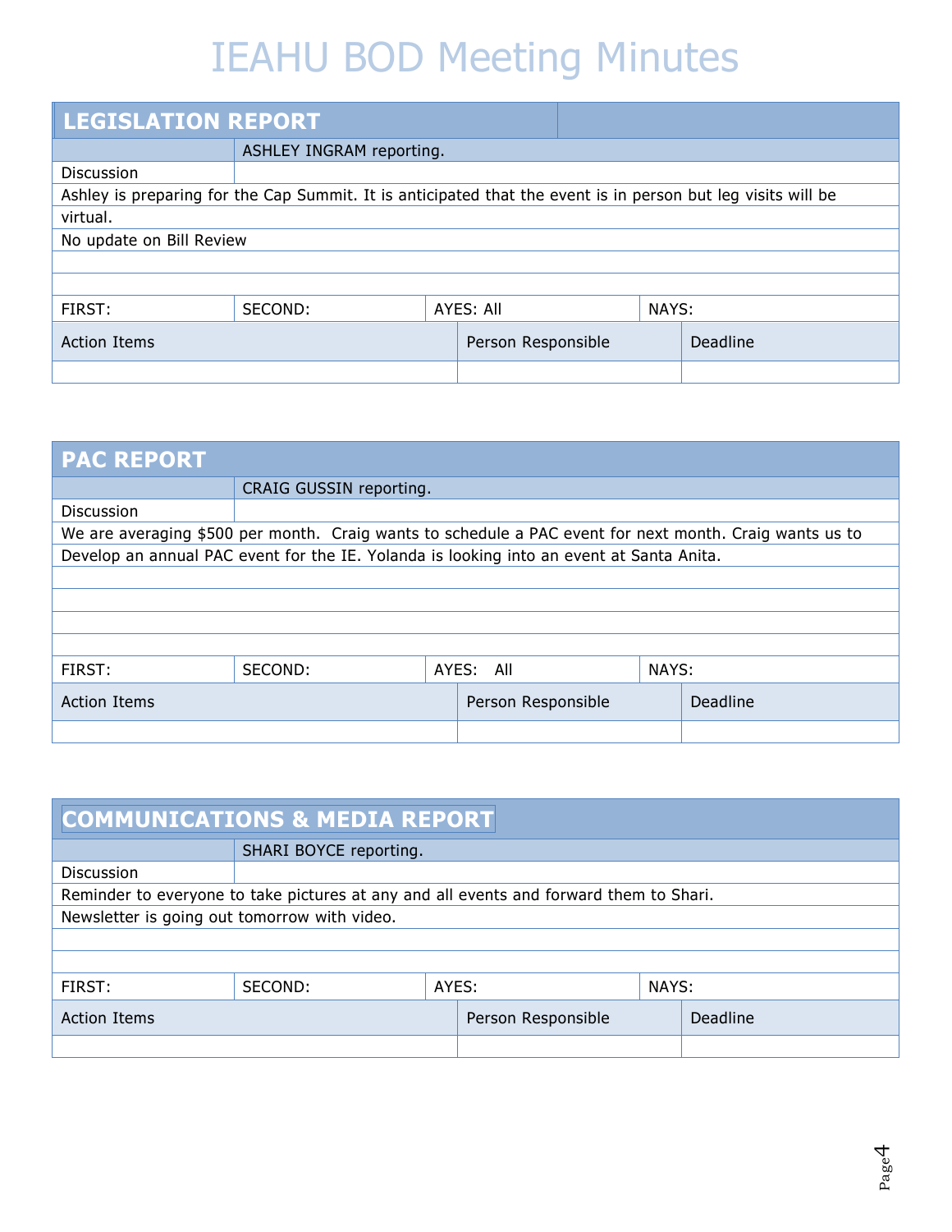# IEAHU BOD Meeting Minutes

## LEGISLATION REPORT

ASHLEY INGRAM reporting.

Discussion

Ashley is preparing for the Cap Summit. It is anticipated that the event is in person but leg visits will be virtual.

No update on Bill Review

| FIRST: | SECOND: | AYES: All | NAYS: |
|---|---|---|---|

| Action Items | Person Responsible | Deadline |
|---|---|---|
| | | |

## PAC REPORT

CRAIG GUSSIN reporting.

Discussion

We are averaging $500 per month. Craig wants to schedule a PAC event for next month. Craig wants us to Develop an annual PAC event for the IE. Yolanda is looking into an event at Santa Anita.

| FIRST: | SECOND: | AYES: All | NAYS: |
|---|---|---|---|

| Action Items | Person Responsible | Deadline |
|---|---|---|
| | | |

## COMMUNICATIONS & MEDIA REPORT

SHARI BOYCE reporting.

Discussion

Reminder to everyone to take pictures at any and all events and forward them to Shari.

Newsletter is going out tomorrow with video.

| FIRST: | SECOND: | AYES: | NAYS: |
|---|---|---|---|

| Action Items | Person Responsible | Deadline |
|---|---|---|
| | | |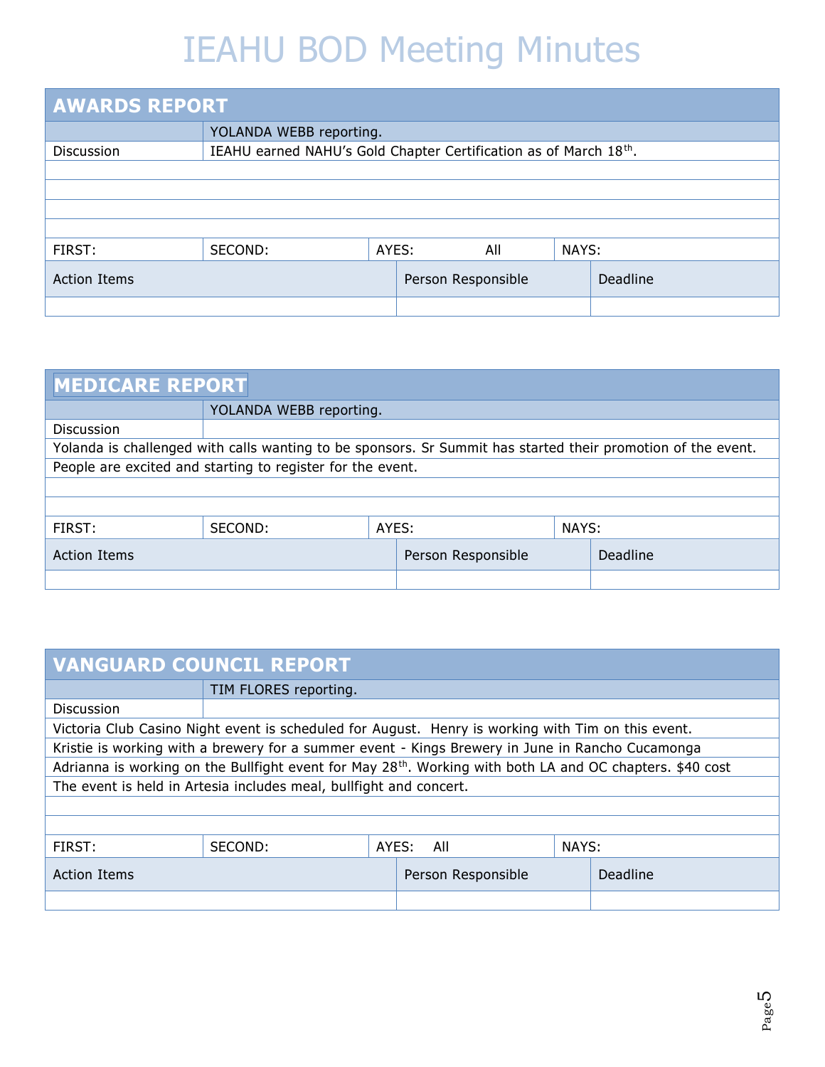# IEAHU BOD Meeting Minutes

## AWARDS REPORT

| | YOLANDA WEBB reporting. | | |
|---|---|---|---|
| Discussion | IEAHU earned NAHU's Gold Chapter Certification as of March 18th. | | |
| FIRST: | SECOND: | AYES: All | NAYS: |

| Action Items | Person Responsible | Deadline |
|---|---|---|
| | | |

## MEDICARE REPORT

| | YOLANDA WEBB reporting. | | |
|---|---|---|---|
| Discussion | | | |
| Yolanda is challenged with calls wanting to be sponsors. Sr Summit has started their promotion of the event. | | | |
| People are excited and starting to register for the event. | | | |
| FIRST: | SECOND: | AYES: | NAYS: |

| Action Items | Person Responsible | Deadline |
|---|---|---|
| | | |

## VANGUARD COUNCIL REPORT

| | TIM FLORES reporting. | | |
|---|---|---|---|
| Discussion | | | |
| Victoria Club Casino Night event is scheduled for August. Henry is working with Tim on this event. | | | |
| Kristie is working with a brewery for a summer event - Kings Brewery in June in Rancho Cucamonga | | | |
| Adrianna is working on the Bullfight event for May 28th. Working with both LA and OC chapters. $40 cost | | | |
| The event is held in Artesia includes meal, bullfight and concert. | | | |
| FIRST: | SECOND: | AYES: All | NAYS: |

| Action Items | Person Responsible | Deadline |
|---|---|---|
| | | |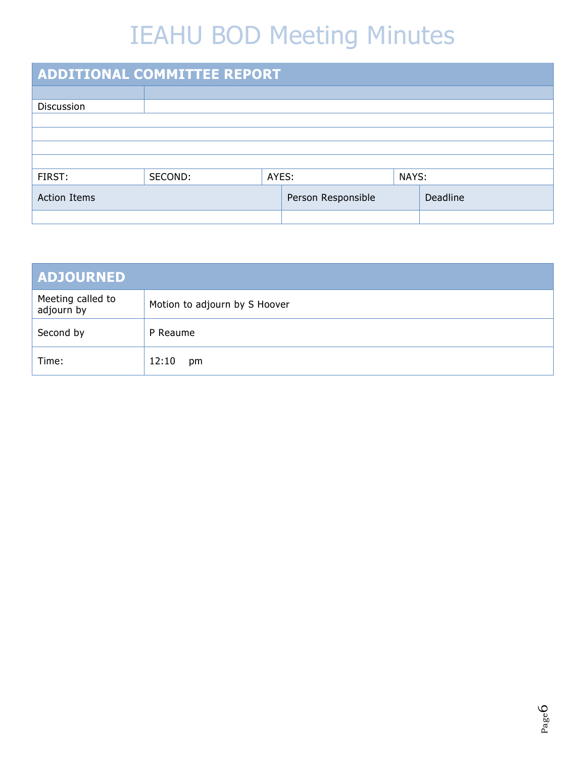# IEAHU BOD Meeting Minutes

| ADDITIONAL COMMITTEE REPORT | | | |
|---|---|---|---|
| | | | |
| Discussion | | | |
| | | | |
| | | | |
| | | | |
| | | | |
| FIRST: | SECOND: | AYES: | NAYS: |

| Action Items | Person Responsible | Deadline |
|---|---|---|
| | | |

| ADJOURNED | |
|---|---|
| Meeting called to adjourn by | Motion to adjourn by S Hoover |
| Second by | P Reaume |
| Time: | 12:10 pm |